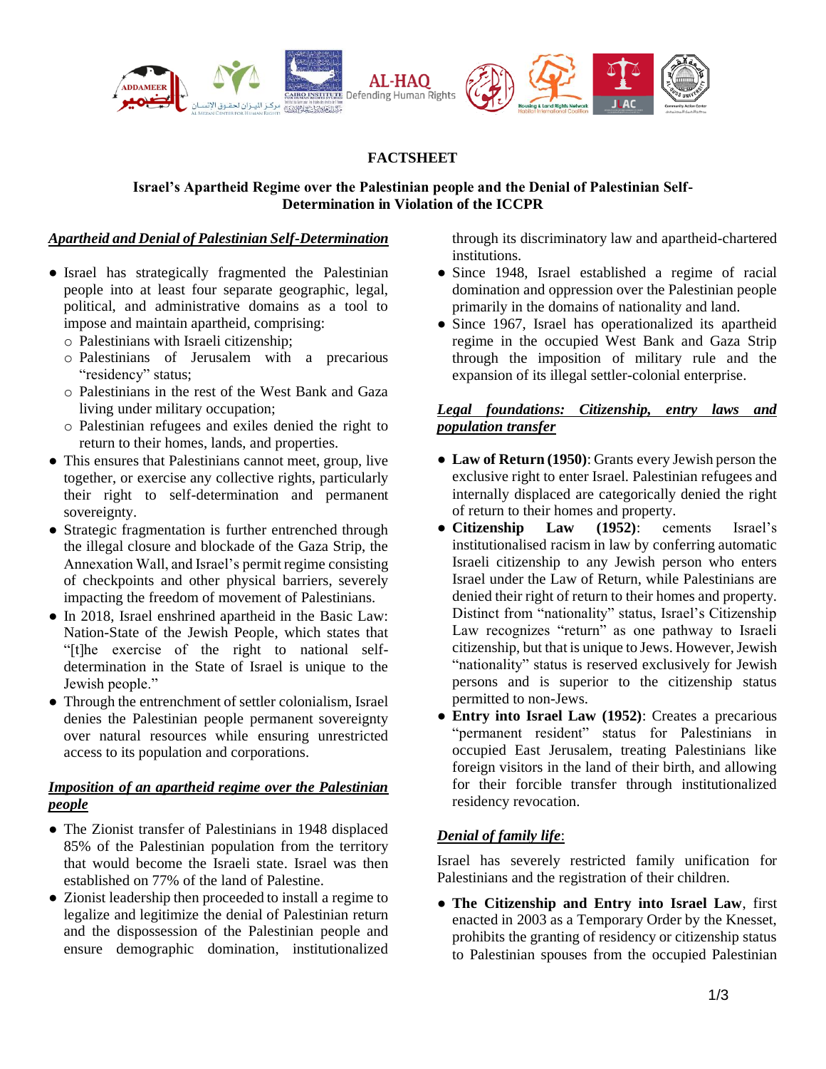# FACTSHEET

## Israel's Apartheid Regime over the Palestinian people and the Denial of Palestinian Self-Determination in Violation of the ICCPR

### ***Apartheid and Denial of Palestinian Self-Determination***

- Israel has strategically fragmented the Palestinian people into at least four separate geographic, legal, political, and administrative domains as a tool to impose and maintain apartheid, comprising:
  - Palestinians with Israeli citizenship;
  - Palestinians of Jerusalem with a precarious "residency" status;
  - Palestinians in the rest of the West Bank and Gaza living under military occupation;
  - Palestinian refugees and exiles denied the right to return to their homes, lands, and properties.
- This ensures that Palestinians cannot meet, group, live together, or exercise any collective rights, particularly their right to self-determination and permanent sovereignty.
- Strategic fragmentation is further entrenched through the illegal closure and blockade of the Gaza Strip, the Annexation Wall, and Israel's permit regime consisting of checkpoints and other physical barriers, severely impacting the freedom of movement of Palestinians.
- In 2018, Israel enshrined apartheid in the Basic Law: Nation-State of the Jewish People, which states that "[t]he exercise of the right to national self-determination in the State of Israel is unique to the Jewish people."
- Through the entrenchment of settler colonialism, Israel denies the Palestinian people permanent sovereignty over natural resources while ensuring unrestricted access to its population and corporations.

### ***Imposition of an apartheid regime over the Palestinian people***

- The Zionist transfer of Palestinians in 1948 displaced 85% of the Palestinian population from the territory that would become the Israeli state. Israel was then established on 77% of the land of Palestine.
- Zionist leadership then proceeded to install a regime to legalize and legitimize the denial of Palestinian return and the dispossession of the Palestinian people and ensure demographic domination, institutionalized through its discriminatory law and apartheid-chartered institutions.
- Since 1948, Israel established a regime of racial domination and oppression over the Palestinian people primarily in the domains of nationality and land.
- Since 1967, Israel has operationalized its apartheid regime in the occupied West Bank and Gaza Strip through the imposition of military rule and the expansion of its illegal settler-colonial enterprise.

### ***Legal foundations: Citizenship, entry laws and population transfer***

- **Law of Return (1950)**: Grants every Jewish person the exclusive right to enter Israel. Palestinian refugees and internally displaced are categorically denied the right of return to their homes and property.
- **Citizenship Law (1952)**: cements Israel's institutionalised racism in law by conferring automatic Israeli citizenship to any Jewish person who enters Israel under the Law of Return, while Palestinians are denied their right of return to their homes and property. Distinct from "nationality" status, Israel's Citizenship Law recognizes "return" as one pathway to Israeli citizenship, but that is unique to Jews. However, Jewish "nationality" status is reserved exclusively for Jewish persons and is superior to the citizenship status permitted to non-Jews.
- **Entry into Israel Law (1952)**: Creates a precarious "permanent resident" status for Palestinians in occupied East Jerusalem, treating Palestinians like foreign visitors in the land of their birth, and allowing for their forcible transfer through institutionalized residency revocation.

### ***Denial of family life***:

Israel has severely restricted family unification for Palestinians and the registration of their children.

- **The Citizenship and Entry into Israel Law**, first enacted in 2003 as a Temporary Order by the Knesset, prohibits the granting of residency or citizenship status to Palestinian spouses from the occupied Palestinian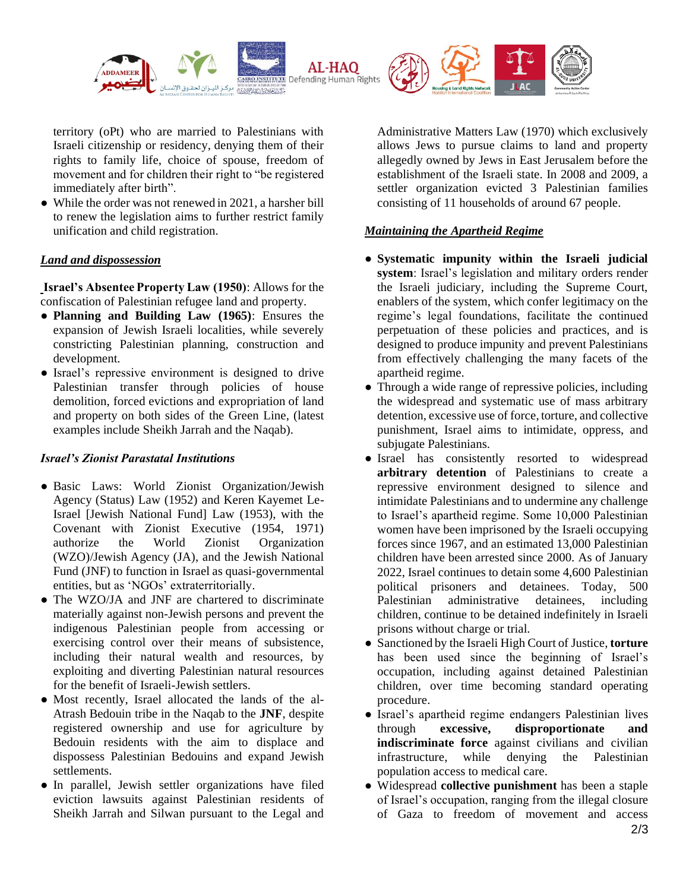territory (oPt) who are married to Palestinians with Israeli citizenship or residency, denying them of their rights to family life, choice of spouse, freedom of movement and for children their right to "be registered immediately after birth".

- While the order was not renewed in 2021, a harsher bill to renew the legislation aims to further restrict family unification and child registration.

***Land and dispossession***

**Israel's Absentee Property Law (1950)**: Allows for the confiscation of Palestinian refugee land and property.

- **Planning and Building Law (1965)**: Ensures the expansion of Jewish Israeli localities, while severely constricting Palestinian planning, construction and development.
- Israel's repressive environment is designed to drive Palestinian transfer through policies of house demolition, forced evictions and expropriation of land and property on both sides of the Green Line, (latest examples include Sheikh Jarrah and the Naqab).

***Israel's Zionist Parastatal Institutions***

- Basic Laws: World Zionist Organization/Jewish Agency (Status) Law (1952) and Keren Kayemet Le-Israel [Jewish National Fund] Law (1953), with the Covenant with Zionist Executive (1954, 1971) authorize the World Zionist Organization (WZO)/Jewish Agency (JA), and the Jewish National Fund (JNF) to function in Israel as quasi-governmental entities, but as 'NGOs' extraterritorially.
- The WZO/JA and JNF are chartered to discriminate materially against non-Jewish persons and prevent the indigenous Palestinian people from accessing or exercising control over their means of subsistence, including their natural wealth and resources, by exploiting and diverting Palestinian natural resources for the benefit of Israeli-Jewish settlers.
- Most recently, Israel allocated the lands of the al-Atrash Bedouin tribe in the Naqab to the **JNF**, despite registered ownership and use for agriculture by Bedouin residents with the aim to displace and dispossess Palestinian Bedouins and expand Jewish settlements.
- In parallel, Jewish settler organizations have filed eviction lawsuits against Palestinian residents of Sheikh Jarrah and Silwan pursuant to the Legal and Administrative Matters Law (1970) which exclusively allows Jews to pursue claims to land and property allegedly owned by Jews in East Jerusalem before the establishment of the Israeli state. In 2008 and 2009, a settler organization evicted 3 Palestinian families consisting of 11 households of around 67 people.

***Maintaining the Apartheid Regime***

- **Systematic impunity within the Israeli judicial system**: Israel's legislation and military orders render the Israeli judiciary, including the Supreme Court, enablers of the system, which confer legitimacy on the regime's legal foundations, facilitate the continued perpetuation of these policies and practices, and is designed to produce impunity and prevent Palestinians from effectively challenging the many facets of the apartheid regime.
- Through a wide range of repressive policies, including the widespread and systematic use of mass arbitrary detention, excessive use of force, torture, and collective punishment, Israel aims to intimidate, oppress, and subjugate Palestinians.
- Israel has consistently resorted to widespread **arbitrary detention** of Palestinians to create a repressive environment designed to silence and intimidate Palestinians and to undermine any challenge to Israel's apartheid regime. Some 10,000 Palestinian women have been imprisoned by the Israeli occupying forces since 1967, and an estimated 13,000 Palestinian children have been arrested since 2000. As of January 2022, Israel continues to detain some 4,600 Palestinian political prisoners and detainees. Today, 500 Palestinian administrative detainees, including children, continue to be detained indefinitely in Israeli prisons without charge or trial.
- Sanctioned by the Israeli High Court of Justice, **torture** has been used since the beginning of Israel's occupation, including against detained Palestinian children, over time becoming standard operating procedure.
- Israel's apartheid regime endangers Palestinian lives through **excessive, disproportionate and indiscriminate force** against civilians and civilian infrastructure, while denying the Palestinian population access to medical care.
- Widespread **collective punishment** has been a staple of Israel's occupation, ranging from the illegal closure of Gaza to freedom of movement and access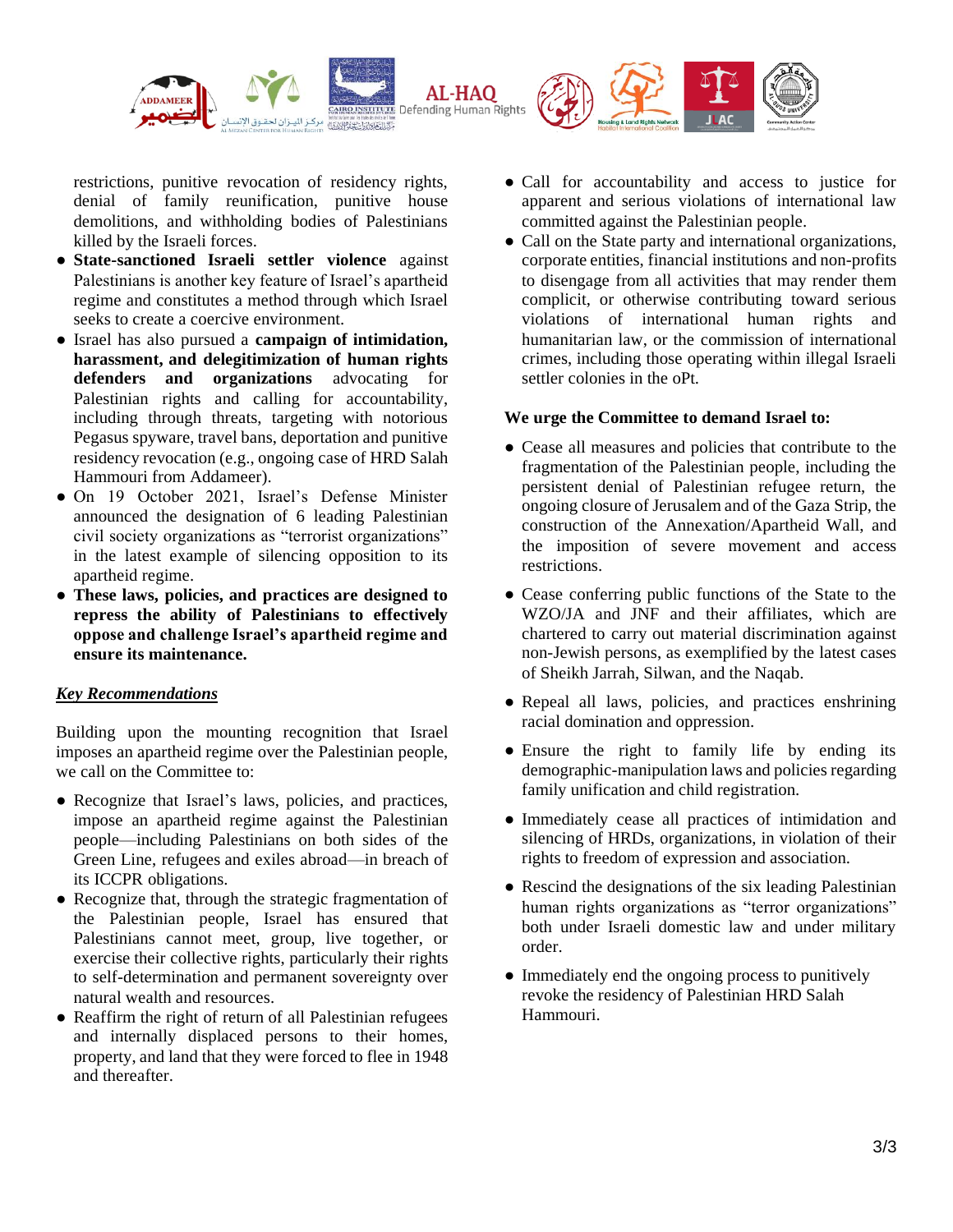restrictions, punitive revocation of residency rights, denial of family reunification, punitive house demolitions, and withholding bodies of Palestinians killed by the Israeli forces.

- **State-sanctioned Israeli settler violence** against Palestinians is another key feature of Israel's apartheid regime and constitutes a method through which Israel seeks to create a coercive environment.
- Israel has also pursued a **campaign of intimidation, harassment, and delegitimization of human rights defenders and organizations** advocating for Palestinian rights and calling for accountability, including through threats, targeting with notorious Pegasus spyware, travel bans, deportation and punitive residency revocation (e.g., ongoing case of HRD Salah Hammouri from Addameer).
- On 19 October 2021, Israel's Defense Minister announced the designation of 6 leading Palestinian civil society organizations as "terrorist organizations" in the latest example of silencing opposition to its apartheid regime.
- **These laws, policies, and practices are designed to repress the ability of Palestinians to effectively oppose and challenge Israel's apartheid regime and ensure its maintenance.**

## ***Key Recommendations***

Building upon the mounting recognition that Israel imposes an apartheid regime over the Palestinian people, we call on the Committee to:

- Recognize that Israel's laws, policies, and practices, impose an apartheid regime against the Palestinian people—including Palestinians on both sides of the Green Line, refugees and exiles abroad—in breach of its ICCPR obligations.
- Recognize that, through the strategic fragmentation of the Palestinian people, Israel has ensured that Palestinians cannot meet, group, live together, or exercise their collective rights, particularly their rights to self-determination and permanent sovereignty over natural wealth and resources.
- Reaffirm the right of return of all Palestinian refugees and internally displaced persons to their homes, property, and land that they were forced to flee in 1948 and thereafter.
- Call for accountability and access to justice for apparent and serious violations of international law committed against the Palestinian people.
- Call on the State party and international organizations, corporate entities, financial institutions and non-profits to disengage from all activities that may render them complicit, or otherwise contributing toward serious violations of international human rights and humanitarian law, or the commission of international crimes, including those operating within illegal Israeli settler colonies in the oPt.

**We urge the Committee to demand Israel to:**

- Cease all measures and policies that contribute to the fragmentation of the Palestinian people, including the persistent denial of Palestinian refugee return, the ongoing closure of Jerusalem and of the Gaza Strip, the construction of the Annexation/Apartheid Wall, and the imposition of severe movement and access restrictions.
- Cease conferring public functions of the State to the WZO/JA and JNF and their affiliates, which are chartered to carry out material discrimination against non-Jewish persons, as exemplified by the latest cases of Sheikh Jarrah, Silwan, and the Naqab.
- Repeal all laws, policies, and practices enshrining racial domination and oppression.
- Ensure the right to family life by ending its demographic-manipulation laws and policies regarding family unification and child registration.
- Immediately cease all practices of intimidation and silencing of HRDs, organizations, in violation of their rights to freedom of expression and association.
- Rescind the designations of the six leading Palestinian human rights organizations as "terror organizations" both under Israeli domestic law and under military order.
- Immediately end the ongoing process to punitively revoke the residency of Palestinian HRD Salah Hammouri.